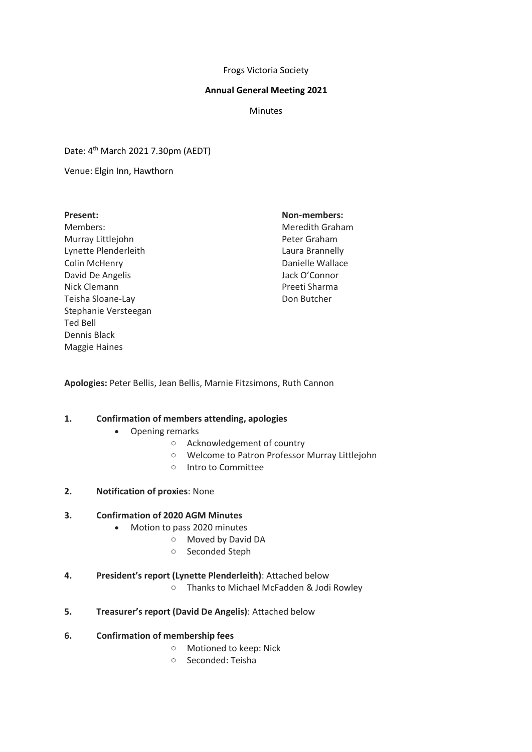Frogs Victoria Society

**Annual General Meeting 2021**

Minutes

Date: 4th March 2021 7.30pm (AEDT)

Venue: Elgin Inn, Hawthorn

**Present:**

Members:
Murray Littlejohn
Lynette Plenderleith
Colin McHenry
David De Angelis
Nick Clemann
Teisha Sloane-Lay
Stephanie Versteegan
Ted Bell
Dennis Black
Maggie Haines

**Non-members:**
Meredith Graham
Peter Graham
Laura Brannelly
Danielle Wallace
Jack O'Connor
Preeti Sharma
Don Butcher

**Apologies:** Peter Bellis, Jean Bellis, Marnie Fitzsimons, Ruth Cannon

1. **Confirmation of members attending, apologies**
    - Opening remarks
        - Acknowledgement of country
        - Welcome to Patron Professor Murray Littlejohn
        - Intro to Committee

2. **Notification of proxies**: None

3. **Confirmation of 2020 AGM Minutes**
    - Motion to pass 2020 minutes
        - Moved by David DA
        - Seconded Steph

4. **President's report (Lynette Plenderleith)**: Attached below
    - Thanks to Michael McFadden & Jodi Rowley

5. **Treasurer's report (David De Angelis)**: Attached below

6. **Confirmation of membership fees**
    - Motioned to keep: Nick
    - Seconded: Teisha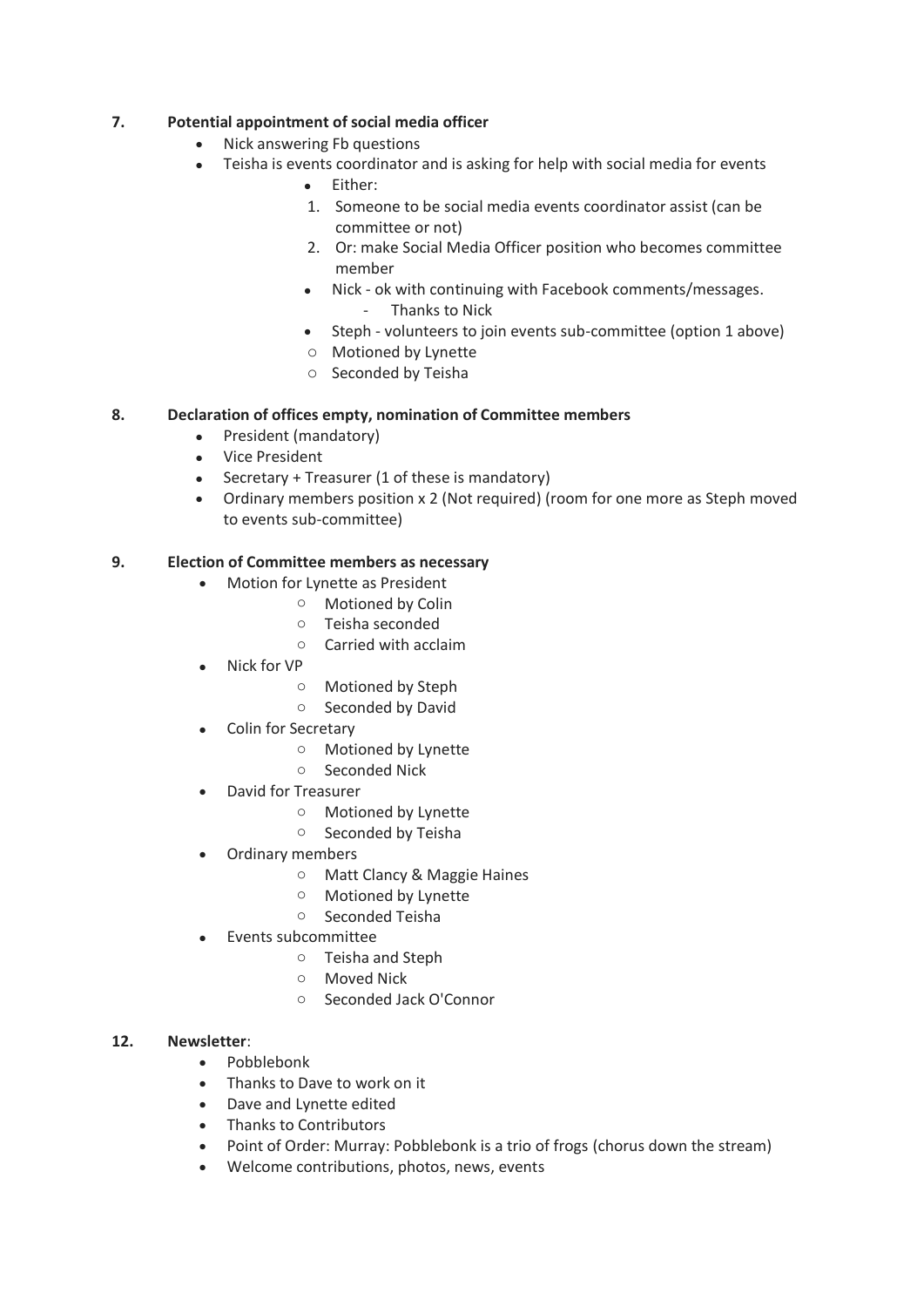**7. Potential appointment of social media officer**

- Nick answering Fb questions
- Teisha is events coordinator and is asking for help with social media for events
  - Either:
    1. Someone to be social media events coordinator assist (can be committee or not)
    2. Or: make Social Media Officer position who becomes committee member
  - Nick - ok with continuing with Facebook comments/messages.
    - Thanks to Nick
  - Steph - volunteers to join events sub-committee (option 1 above)
    - Motioned by Lynette
    - Seconded by Teisha

**8. Declaration of offices empty, nomination of Committee members**

- President (mandatory)
- Vice President
- Secretary + Treasurer (1 of these is mandatory)
- Ordinary members position x 2 (Not required) (room for one more as Steph moved to events sub-committee)

**9. Election of Committee members as necessary**

- Motion for Lynette as President
  - Motioned by Colin
  - Teisha seconded
  - Carried with acclaim
- Nick for VP
  - Motioned by Steph
  - Seconded by David
- Colin for Secretary
  - Motioned by Lynette
  - Seconded Nick
- David for Treasurer
  - Motioned by Lynette
  - Seconded by Teisha
- Ordinary members
  - Matt Clancy & Maggie Haines
  - Motioned by Lynette
  - Seconded Teisha
- Events subcommittee
  - Teisha and Steph
  - Moved Nick
  - Seconded Jack O'Connor

**12. Newsletter**:

- Pobblebonk
- Thanks to Dave to work on it
- Dave and Lynette edited
- Thanks to Contributors
- Point of Order: Murray: Pobblebonk is a trio of frogs (chorus down the stream)
- Welcome contributions, photos, news, events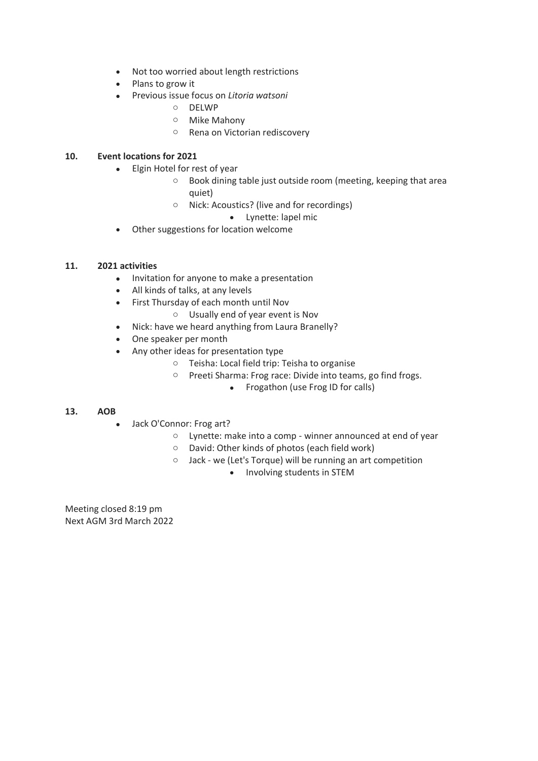- Not too worried about length restrictions
- Plans to grow it
- Previous issue focus on *Litoria watsoni*
    - DELWP
    - Mike Mahony
    - Rena on Victorian rediscovery

**10. Event locations for 2021**

- Elgin Hotel for rest of year
    - Book dining table just outside room (meeting, keeping that area quiet)
    - Nick: Acoustics? (live and for recordings)
        - Lynette: lapel mic
- Other suggestions for location welcome

**11. 2021 activities**

- Invitation for anyone to make a presentation
- All kinds of talks, at any levels
- First Thursday of each month until Nov
    - Usually end of year event is Nov
- Nick: have we heard anything from Laura Branelly?
- One speaker per month
- Any other ideas for presentation type
    - Teisha: Local field trip: Teisha to organise
    - Preeti Sharma: Frog race: Divide into teams, go find frogs.
        - Frogathon (use Frog ID for calls)

**13. AOB**

- Jack O'Connor: Frog art?
    - Lynette: make into a comp - winner announced at end of year
    - David: Other kinds of photos (each field work)
    - Jack - we (Let's Torque) will be running an art competition
        - Involving students in STEM

Meeting closed 8:19 pm
Next AGM 3rd March 2022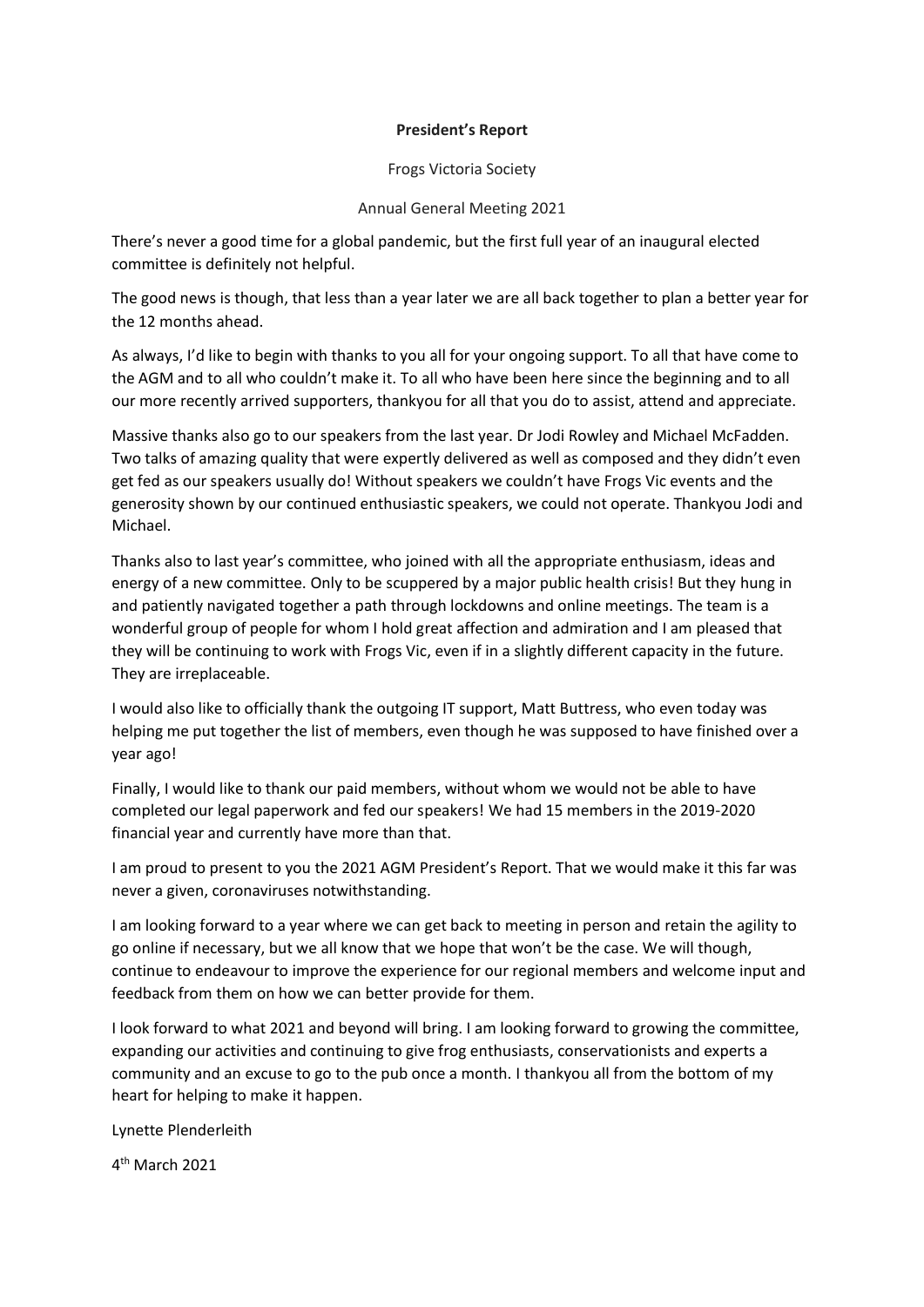**President's Report**

Frogs Victoria Society

Annual General Meeting 2021

There's never a good time for a global pandemic, but the first full year of an inaugural elected committee is definitely not helpful.

The good news is though, that less than a year later we are all back together to plan a better year for the 12 months ahead.

As always, I'd like to begin with thanks to you all for your ongoing support. To all that have come to the AGM and to all who couldn't make it. To all who have been here since the beginning and to all our more recently arrived supporters, thankyou for all that you do to assist, attend and appreciate.

Massive thanks also go to our speakers from the last year. Dr Jodi Rowley and Michael McFadden. Two talks of amazing quality that were expertly delivered as well as composed and they didn't even get fed as our speakers usually do! Without speakers we couldn't have Frogs Vic events and the generosity shown by our continued enthusiastic speakers, we could not operate. Thankyou Jodi and Michael.

Thanks also to last year's committee, who joined with all the appropriate enthusiasm, ideas and energy of a new committee. Only to be scuppered by a major public health crisis! But they hung in and patiently navigated together a path through lockdowns and online meetings. The team is a wonderful group of people for whom I hold great affection and admiration and I am pleased that they will be continuing to work with Frogs Vic, even if in a slightly different capacity in the future. They are irreplaceable.

I would also like to officially thank the outgoing IT support, Matt Buttress, who even today was helping me put together the list of members, even though he was supposed to have finished over a year ago!

Finally, I would like to thank our paid members, without whom we would not be able to have completed our legal paperwork and fed our speakers! We had 15 members in the 2019-2020 financial year and currently have more than that.

I am proud to present to you the 2021 AGM President's Report. That we would make it this far was never a given, coronaviruses notwithstanding.

I am looking forward to a year where we can get back to meeting in person and retain the agility to go online if necessary, but we all know that we hope that won't be the case. We will though, continue to endeavour to improve the experience for our regional members and welcome input and feedback from them on how we can better provide for them.

I look forward to what 2021 and beyond will bring. I am looking forward to growing the committee, expanding our activities and continuing to give frog enthusiasts, conservationists and experts a community and an excuse to go to the pub once a month. I thankyou all from the bottom of my heart for helping to make it happen.

Lynette Plenderleith

4th March 2021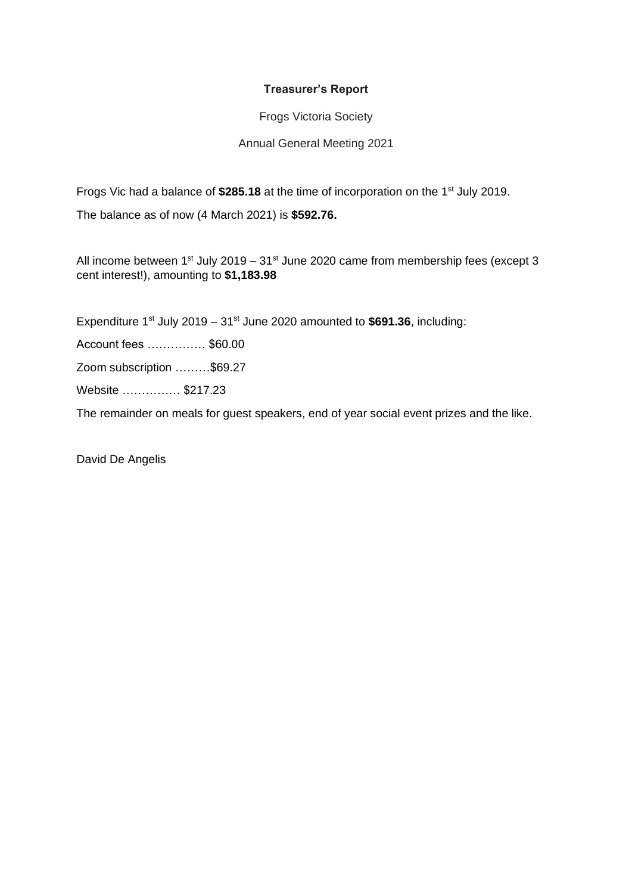**Treasurer's Report**

Frogs Victoria Society

Annual General Meeting 2021

Frogs Vic had a balance of **$285.18** at the time of incorporation on the 1st July 2019.

The balance as of now (4 March 2021) is **$592.76.**

All income between 1st July 2019 – 31st June 2020 came from membership fees (except 3 cent interest!), amounting to **$1,183.98**

Expenditure 1st July 2019 – 31st June 2020 amounted to **$691.36**, including:

Account fees …………… $60.00

Zoom subscription ………$69.27

Website …………… $217.23

The remainder on meals for guest speakers, end of year social event prizes and the like.

David De Angelis